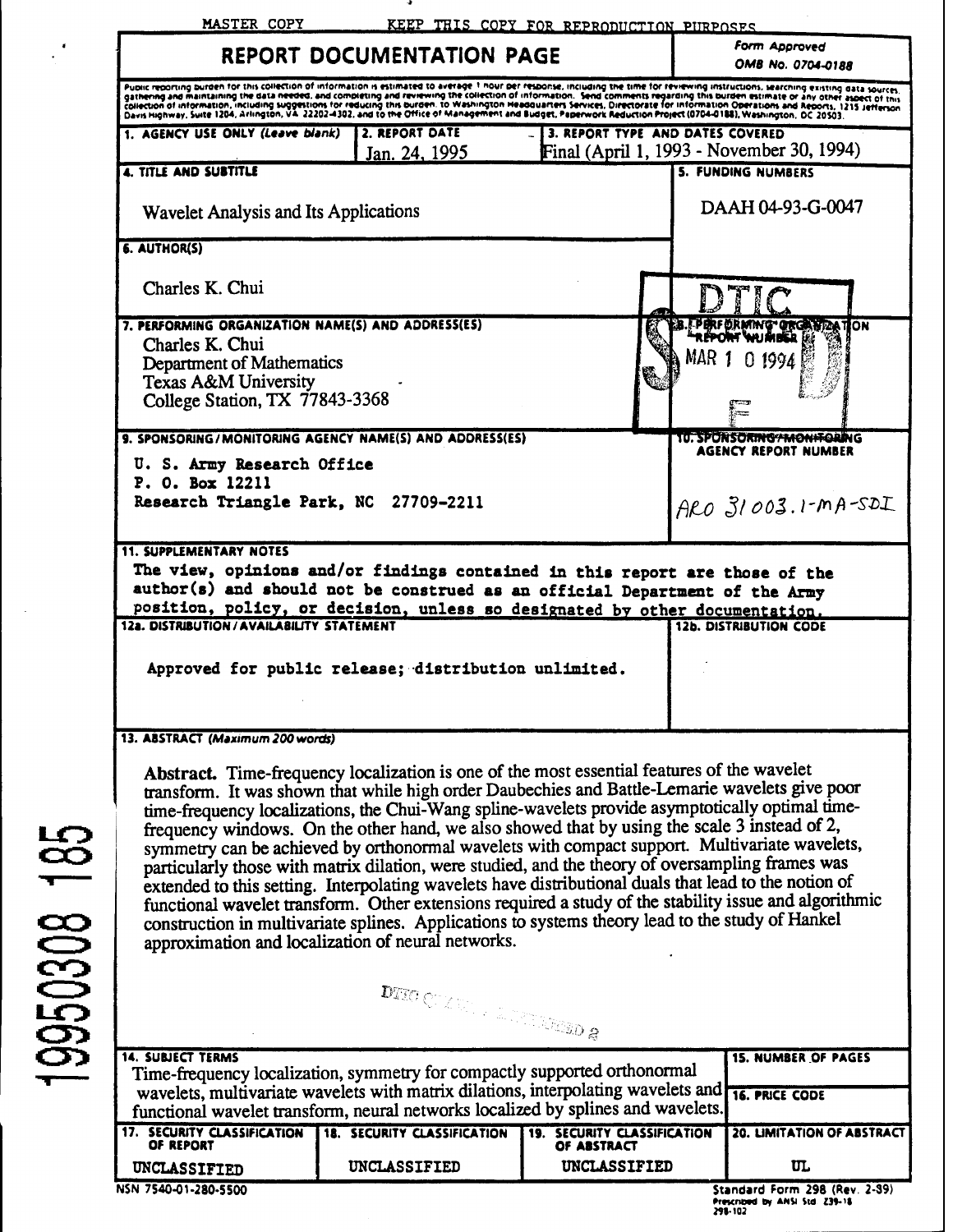MASTER COPY KEEP THIS COPY FOR REPRODUCTION PURPOSES

# REPORT DOCUMENTATION PAGE

Form Approved
OMB No. 0704-0188

Public reporting burden for this collection of information is estimated to average 1 hour per response, including the time for reviewing instructions, searching existing data sources, gathering and maintaining the data needed, and completing and reviewing the collection of information. Send comments regarding this burden estimate or any other aspect of this collection of information, including suggestions for reducing this burden, to Washington Headquarters Services, Directorate for Information Operations and Reports, 1215 Jefferson Davis Highway, Suite 1204, Arlington, VA 22202-4302, and to the Office of Management and Budget, Paperwork Reduction Project (0704-0188), Washington, DC 20503.

| 1. AGENCY USE ONLY (Leave blank) | 2. REPORT DATE | 3. REPORT TYPE AND DATES COVERED |
|---|---|---|
| | Jan. 24, 1995 | Final (April 1, 1993 - November 30, 1994) |

**4. TITLE AND SUBTITLE**

Wavelet Analysis and Its Applications

**5. FUNDING NUMBERS**

DAAH 04-93-G-0047

**6. AUTHOR(S)**

Charles K. Chui

**7. PERFORMING ORGANIZATION NAME(S) AND ADDRESS(ES)**

Charles K. Chui
Department of Mathematics
Texas A&M University
College Station, TX 77843-3368

**8. PERFORMING ORGANIZATION REPORT NUMBER**

DTIC
S ELECTE D
MAR 1 0 1994
F

**9. SPONSORING/MONITORING AGENCY NAME(S) AND ADDRESS(ES)**

U. S. Army Research Office
P. O. Box 12211
Research Triangle Park, NC 27709-2211

**10. SPONSORING/MONITORING AGENCY REPORT NUMBER**

ARO 31003.1-MA-SDI

**11. SUPPLEMENTARY NOTES**

The view, opinions and/or findings contained in this report are those of the author(s) and should not be construed as an official Department of the Army position, policy, or decision, unless so designated by other documentation.

**12a. DISTRIBUTION/AVAILABILITY STATEMENT**

Approved for public release; distribution unlimited.

**12b. DISTRIBUTION CODE**

**13. ABSTRACT (Maximum 200 words)**

**Abstract.** Time-frequency localization is one of the most essential features of the wavelet transform. It was shown that while high order Daubechies and Battle-Lemarie wavelets give poor time-frequency localizations, the Chui-Wang spline-wavelets provide asymptotically optimal time-frequency windows. On the other hand, we also showed that by using the scale 3 instead of 2, symmetry can be achieved by orthonormal wavelets with compact support. Multivariate wavelets, particularly those with matrix dilation, were studied, and the theory of oversampling frames was extended to this setting. Interpolating wavelets have distributional duals that lead to the notion of functional wavelet transform. Other extensions required a study of the stability issue and algorithmic construction in multivariate splines. Applications to systems theory lead to the study of Hankel approximation and localization of neural networks.

DTIC QUALITY INSPECTED 2

19950308 185

**14. SUBJECT TERMS**

Time-frequency localization, symmetry for compactly supported orthonormal wavelets, multivariate wavelets with matrix dilations, interpolating wavelets and functional wavelet transform, neural networks localized by splines and wavelets.

**15. NUMBER OF PAGES**

**16. PRICE CODE**

| 17. SECURITY CLASSIFICATION OF REPORT | 18. SECURITY CLASSIFICATION | 19. SECURITY CLASSIFICATION OF ABSTRACT | 20. LIMITATION OF ABSTRACT |
|---|---|---|---|
| UNCLASSIFIED | UNCLASSIFIED | UNCLASSIFIED | UL |

NSN 7540-01-280-5500

Standard Form 298 (Rev. 2-89)
Prescribed by ANSI Std Z39-18
298-102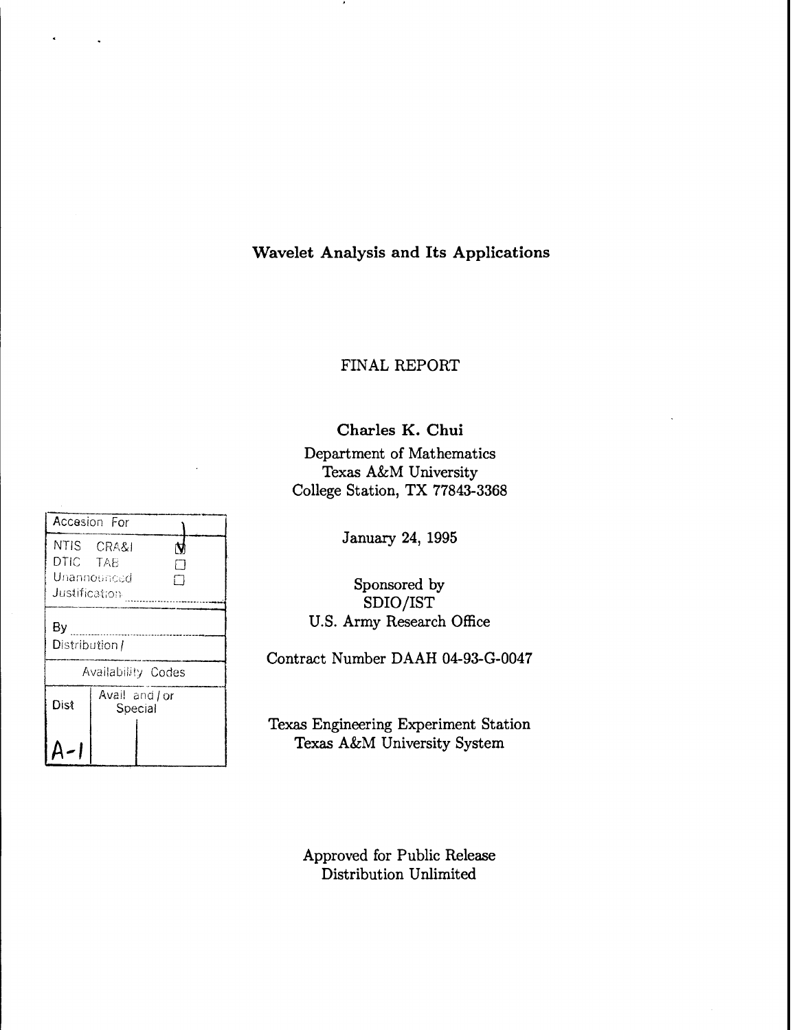# Wavelet Analysis and Its Applications

## FINAL REPORT

**Charles K. Chui**

Department of Mathematics
Texas A&M University
College Station, TX 77843-3368

January 24, 1995

Sponsored by
SDIO/IST
U.S. Army Research Office

Contract Number DAAH 04-93-G-0047

Texas Engineering Experiment Station
Texas A&M University System

Approved for Public Release
Distribution Unlimited

| Accesion For | | |
|---|---|---|
| NTIS CRA&I | | ☑ |
| DTIC TAB | | ☐ |
| Unannounced | | ☐ |
| Justification | | |
| By | | |
| Distribution / | | |
| Availability Codes | | |
| Dist | Avail and / or Special | |
| A-1 | | |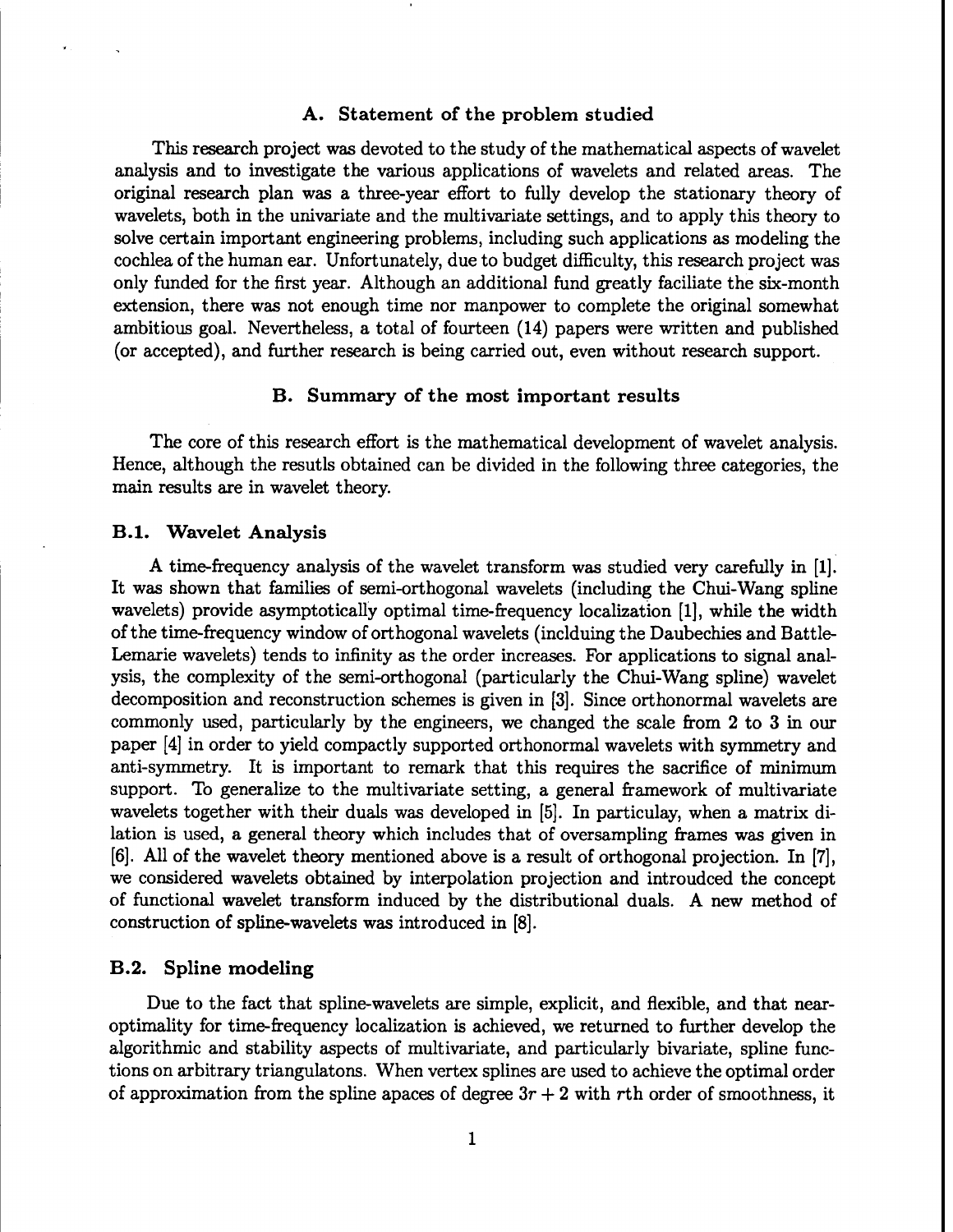## A. Statement of the problem studied

This research project was devoted to the study of the mathematical aspects of wavelet analysis and to investigate the various applications of wavelets and related areas. The original research plan was a three-year effort to fully develop the stationary theory of wavelets, both in the univariate and the multivariate settings, and to apply this theory to solve certain important engineering problems, including such applications as modeling the cochlea of the human ear. Unfortunately, due to budget difficulty, this research project was only funded for the first year. Although an additional fund greatly faciliate the six-month extension, there was not enough time nor manpower to complete the original somewhat ambitious goal. Nevertheless, a total of fourteen (14) papers were written and published (or accepted), and further research is being carried out, even without research support.

## B. Summary of the most important results

The core of this research effort is the mathematical development of wavelet analysis. Hence, although the resutls obtained can be divided in the following three categories, the main results are in wavelet theory.

### B.1. Wavelet Analysis

A time-frequency analysis of the wavelet transform was studied very carefully in [1]. It was shown that families of semi-orthogonal wavelets (including the Chui-Wang spline wavelets) provide asymptotically optimal time-frequency localization [1], while the width of the time-frequency window of orthogonal wavelets (inclduing the Daubechies and Battle-Lemarie wavelets) tends to infinity as the order increases. For applications to signal analysis, the complexity of the semi-orthogonal (particularly the Chui-Wang spline) wavelet decomposition and reconstruction schemes is given in [3]. Since orthonormal wavelets are commonly used, particularly by the engineers, we changed the scale from 2 to 3 in our paper [4] in order to yield compactly supported orthonormal wavelets with symmetry and anti-symmetry. It is important to remark that this requires the sacrifice of minimum support. To generalize to the multivariate setting, a general framework of multivariate wavelets together with their duals was developed in [5]. In particulay, when a matrix dilation is used, a general theory which includes that of oversampling frames was given in [6]. All of the wavelet theory mentioned above is a result of orthogonal projection. In [7], we considered wavelets obtained by interpolation projection and introudced the concept of functional wavelet transform induced by the distributional duals. A new method of construction of spline-wavelets was introduced in [8].

### B.2. Spline modeling

Due to the fact that spline-wavelets are simple, explicit, and flexible, and that near-optimality for time-frequency localization is achieved, we returned to further develop the algorithmic and stability aspects of multivariate, and particularly bivariate, spline functions on arbitrary triangulatons. When vertex splines are used to achieve the optimal order of approximation from the spline apaces of degree $3r + 2$ with $r$th order of smoothness, it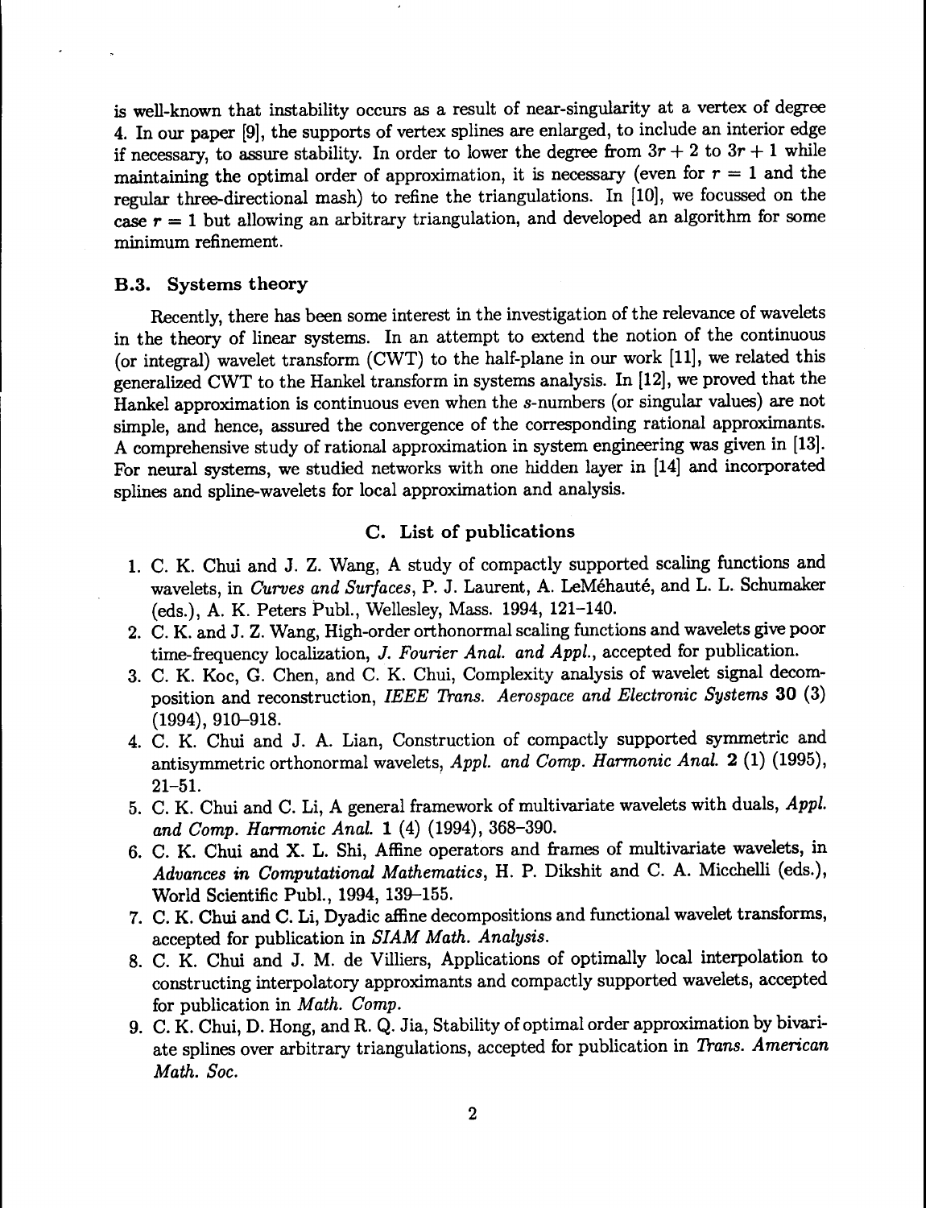is well-known that instability occurs as a result of near-singularity at a vertex of degree 4. In our paper [9], the supports of vertex splines are enlarged, to include an interior edge if necessary, to assure stability. In order to lower the degree from $3r+2$ to $3r+1$ while maintaining the optimal order of approximation, it is necessary (even for $r=1$ and the regular three-directional mash) to refine the triangulations. In [10], we focussed on the case $r=1$ but allowing an arbitrary triangulation, and developed an algorithm for some minimum refinement.

### B.3. Systems theory

Recently, there has been some interest in the investigation of the relevance of wavelets in the theory of linear systems. In an attempt to extend the notion of the continuous (or integral) wavelet transform (CWT) to the half-plane in our work [11], we related this generalized CWT to the Hankel transform in systems analysis. In [12], we proved that the Hankel approximation is continuous even when the $s$-numbers (or singular values) are not simple, and hence, assured the convergence of the corresponding rational approximants. A comprehensive study of rational approximation in system engineering was given in [13]. For neural systems, we studied networks with one hidden layer in [14] and incorporated splines and spline-wavelets for local approximation and analysis.

## C. List of publications

1. C. K. Chui and J. Z. Wang, A study of compactly supported scaling functions and wavelets, in *Curves and Surfaces*, P. J. Laurent, A. LeMéhauté, and L. L. Schumaker (eds.), A. K. Peters Publ., Wellesley, Mass. 1994, 121–140.
2. C. K. and J. Z. Wang, High-order orthonormal scaling functions and wavelets give poor time-frequency localization, *J. Fourier Anal. and Appl.*, accepted for publication.
3. C. K. Koc, G. Chen, and C. K. Chui, Complexity analysis of wavelet signal decomposition and reconstruction, *IEEE Trans. Aerospace and Electronic Systems* **30** (3) (1994), 910–918.
4. C. K. Chui and J. A. Lian, Construction of compactly supported symmetric and antisymmetric orthonormal wavelets, *Appl. and Comp. Harmonic Anal.* **2** (1) (1995), 21–51.
5. C. K. Chui and C. Li, A general framework of multivariate wavelets with duals, *Appl. and Comp. Harmonic Anal.* **1** (4) (1994), 368–390.
6. C. K. Chui and X. L. Shi, Affine operators and frames of multivariate wavelets, in *Advances in Computational Mathematics*, H. P. Dikshit and C. A. Micchelli (eds.), World Scientific Publ., 1994, 139–155.
7. C. K. Chui and C. Li, Dyadic affine decompositions and functional wavelet transforms, accepted for publication in *SIAM Math. Analysis*.
8. C. K. Chui and J. M. de Villiers, Applications of optimally local interpolation to constructing interpolatory approximants and compactly supported wavelets, accepted for publication in *Math. Comp.*
9. C. K. Chui, D. Hong, and R. Q. Jia, Stability of optimal order approximation by bivariate splines over arbitrary triangulations, accepted for publication in *Trans. American Math. Soc.*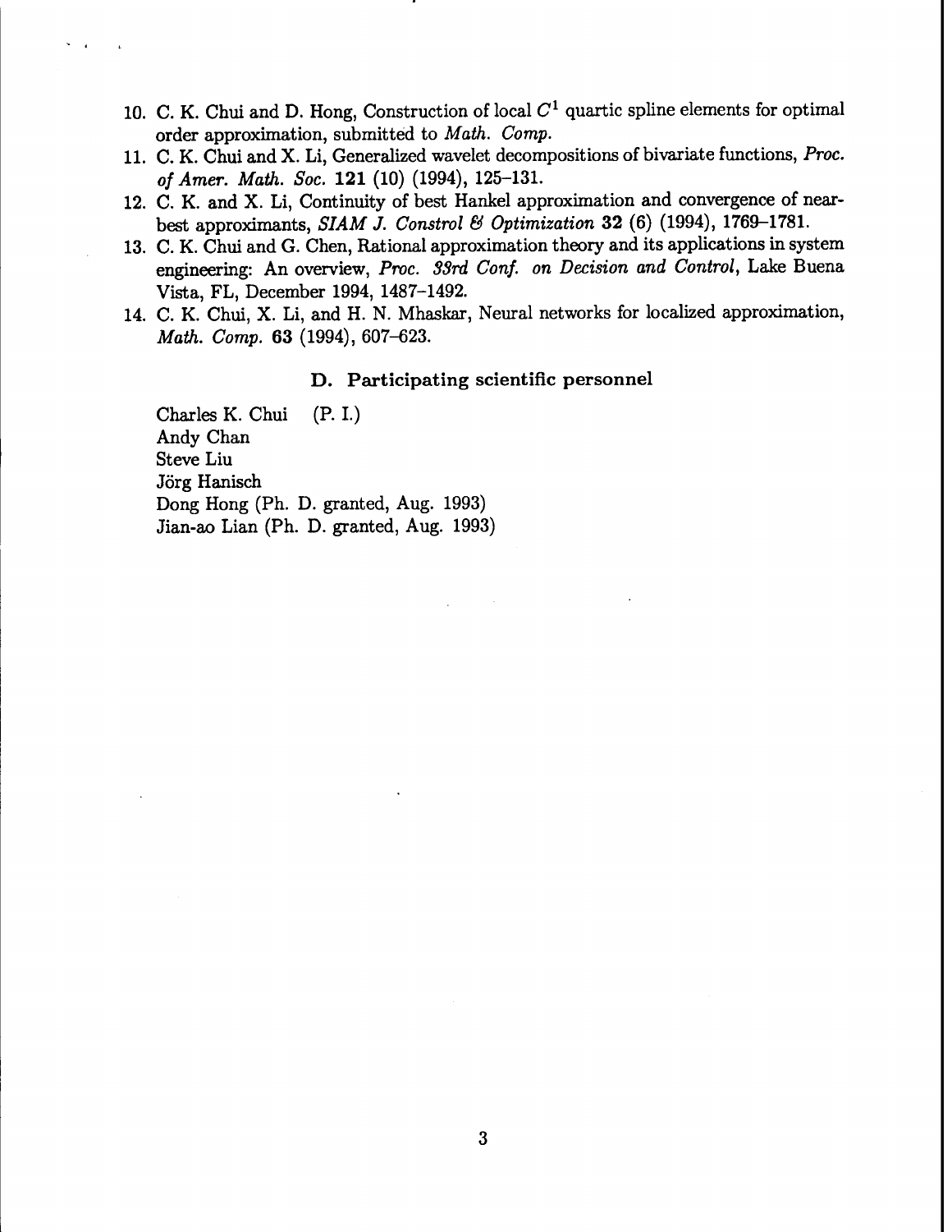10. C. K. Chui and D. Hong, Construction of local $C^1$ quartic spline elements for optimal order approximation, submitted to *Math. Comp.*
11. C. K. Chui and X. Li, Generalized wavelet decompositions of bivariate functions, *Proc. of Amer. Math. Soc.* **121** (10) (1994), 125–131.
12. C. K. and X. Li, Continuity of best Hankel approximation and convergence of near-best approximants, *SIAM J. Constrol & Optimization* **32** (6) (1994), 1769–1781.
13. C. K. Chui and G. Chen, Rational approximation theory and its applications in system engineering: An overview, *Proc. 33rd Conf. on Decision and Control*, Lake Buena Vista, FL, December 1994, 1487–1492.
14. C. K. Chui, X. Li, and H. N. Mhaskar, Neural networks for localized approximation, *Math. Comp.* **63** (1994), 607–623.

### D. Participating scientific personnel

Charles K. Chui (P. I.)
Andy Chan
Steve Liu
Jörg Hanisch
Dong Hong (Ph. D. granted, Aug. 1993)
Jian-ao Lian (Ph. D. granted, Aug. 1993)